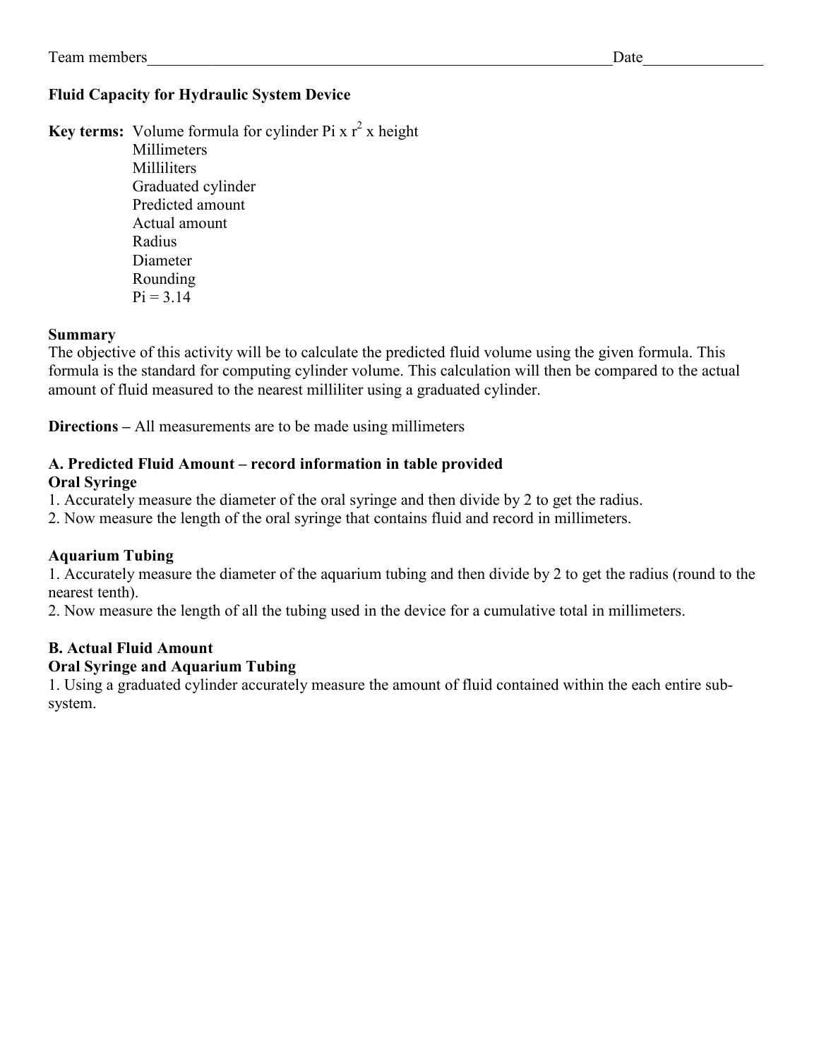Team members_______________________________________________________________Date_______________

**Fluid Capacity for Hydraulic System Device**

**Key terms:** Volume formula for cylinder Pi x $r^2$ x height
Millimeters
Milliliters
Graduated cylinder
Predicted amount
Actual amount
Radius
Diameter
Rounding
Pi = 3.14

**Summary**
The objective of this activity will be to calculate the predicted fluid volume using the given formula. This formula is the standard for computing cylinder volume. This calculation will then be compared to the actual amount of fluid measured to the nearest milliliter using a graduated cylinder.

**Directions –** All measurements are to be made using millimeters

**A. Predicted Fluid Amount – record information in table provided**
**Oral Syringe**
1. Accurately measure the diameter of the oral syringe and then divide by 2 to get the radius.
2. Now measure the length of the oral syringe that contains fluid and record in millimeters.

**Aquarium Tubing**
1. Accurately measure the diameter of the aquarium tubing and then divide by 2 to get the radius (round to the nearest tenth).
2. Now measure the length of all the tubing used in the device for a cumulative total in millimeters.

**B. Actual Fluid Amount**
**Oral Syringe and Aquarium Tubing**
1. Using a graduated cylinder accurately measure the amount of fluid contained within the each entire sub-system.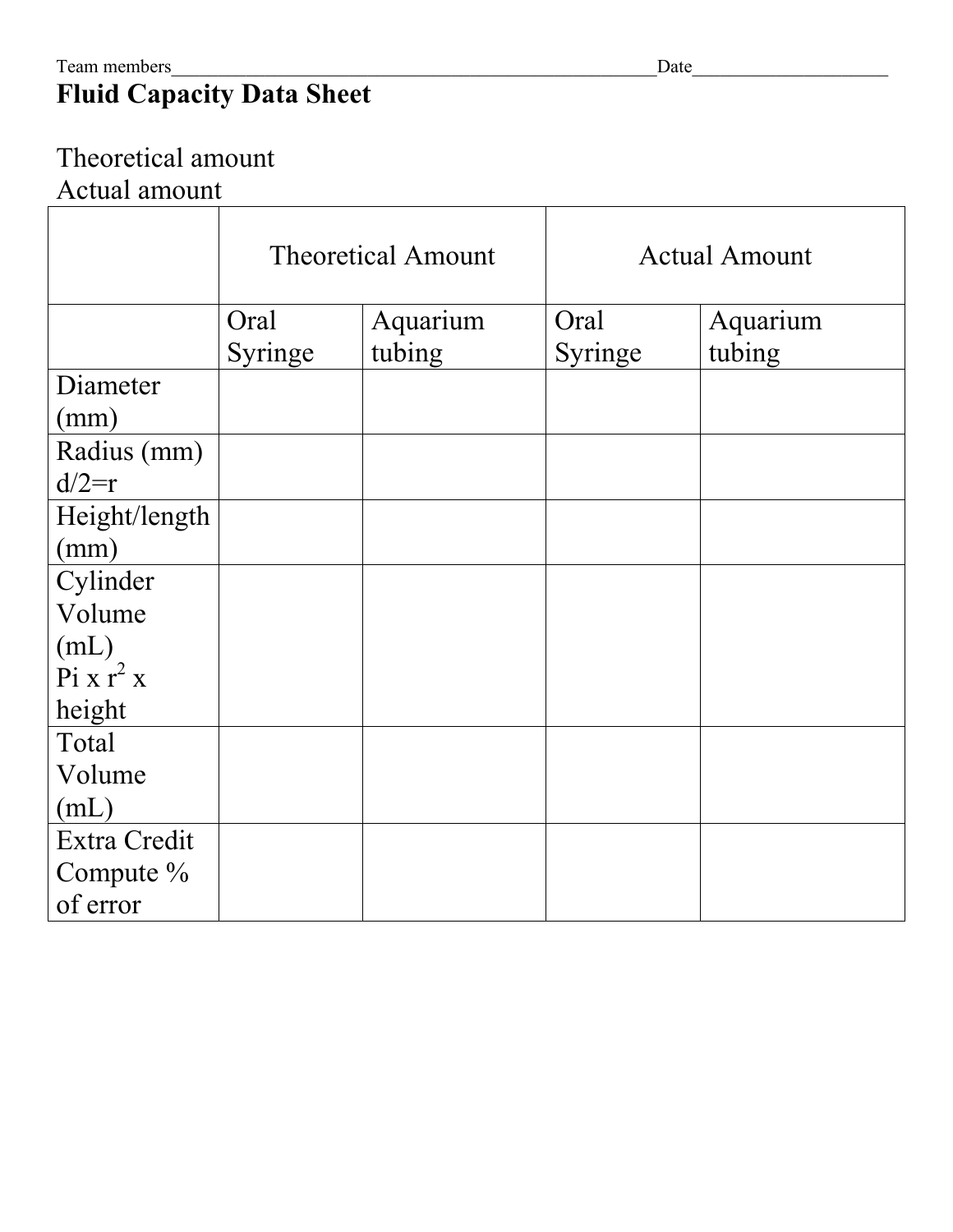Team members\_\_\_\_\_\_\_\_\_\_\_\_\_\_\_\_\_\_\_\_\_\_\_\_\_\_\_\_\_\_\_\_\_\_\_\_\_\_\_\_\_\_\_\_\_\_\_\_\_\_\_\_ Date\_\_\_\_\_\_\_\_\_\_\_\_\_\_\_\_\_\_\_\_\_

# Fluid Capacity Data Sheet

Theoretical amount
Actual amount

| | Theoretical Amount | | Actual Amount | |
|---|---|---|---|---|
| | Oral Syringe | Aquarium tubing | Oral Syringe | Aquarium tubing |
| Diameter (mm) | | | | |
| Radius (mm) d/2=r | | | | |
| Height/length (mm) | | | | |
| Cylinder Volume (mL) Pi x $r^2$ x height | | | | |
| Total Volume (mL) | | | | |
| Extra Credit Compute % of error | | | | |